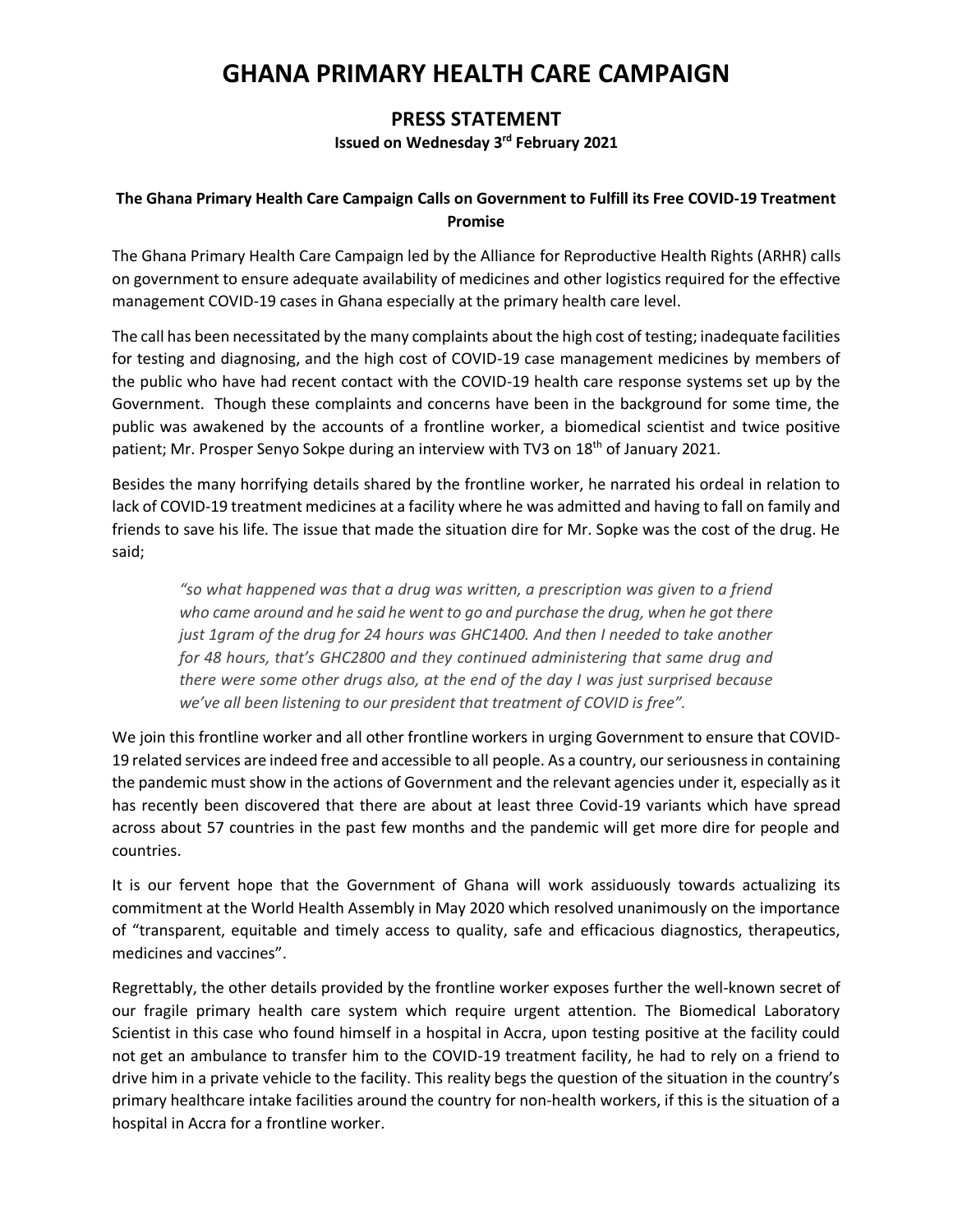# GHANA PRIMARY HEALTH CARE CAMPAIGN

## PRESS STATEMENT

**Issued on Wednesday 3rd February 2021**

**The Ghana Primary Health Care Campaign Calls on Government to Fulfill its Free COVID-19 Treatment Promise**

The Ghana Primary Health Care Campaign led by the Alliance for Reproductive Health Rights (ARHR) calls on government to ensure adequate availability of medicines and other logistics required for the effective management COVID-19 cases in Ghana especially at the primary health care level.

The call has been necessitated by the many complaints about the high cost of testing; inadequate facilities for testing and diagnosing, and the high cost of COVID-19 case management medicines by members of the public who have had recent contact with the COVID-19 health care response systems set up by the Government. Though these complaints and concerns have been in the background for some time, the public was awakened by the accounts of a frontline worker, a biomedical scientist and twice positive patient; Mr. Prosper Senyo Sokpe during an interview with TV3 on 18th of January 2021.

Besides the many horrifying details shared by the frontline worker, he narrated his ordeal in relation to lack of COVID-19 treatment medicines at a facility where he was admitted and having to fall on family and friends to save his life. The issue that made the situation dire for Mr. Sopke was the cost of the drug. He said;

> *"so what happened was that a drug was written, a prescription was given to a friend who came around and he said he went to go and purchase the drug, when he got there just 1gram of the drug for 24 hours was GHC1400. And then I needed to take another for 48 hours, that's GHC2800 and they continued administering that same drug and there were some other drugs also, at the end of the day I was just surprised because we've all been listening to our president that treatment of COVID is free".*

We join this frontline worker and all other frontline workers in urging Government to ensure that COVID-19 related services are indeed free and accessible to all people. As a country, our seriousness in containing the pandemic must show in the actions of Government and the relevant agencies under it, especially as it has recently been discovered that there are about at least three Covid-19 variants which have spread across about 57 countries in the past few months and the pandemic will get more dire for people and countries.

It is our fervent hope that the Government of Ghana will work assiduously towards actualizing its commitment at the World Health Assembly in May 2020 which resolved unanimously on the importance of "transparent, equitable and timely access to quality, safe and efficacious diagnostics, therapeutics, medicines and vaccines".

Regrettably, the other details provided by the frontline worker exposes further the well-known secret of our fragile primary health care system which require urgent attention. The Biomedical Laboratory Scientist in this case who found himself in a hospital in Accra, upon testing positive at the facility could not get an ambulance to transfer him to the COVID-19 treatment facility, he had to rely on a friend to drive him in a private vehicle to the facility. This reality begs the question of the situation in the country's primary healthcare intake facilities around the country for non-health workers, if this is the situation of a hospital in Accra for a frontline worker.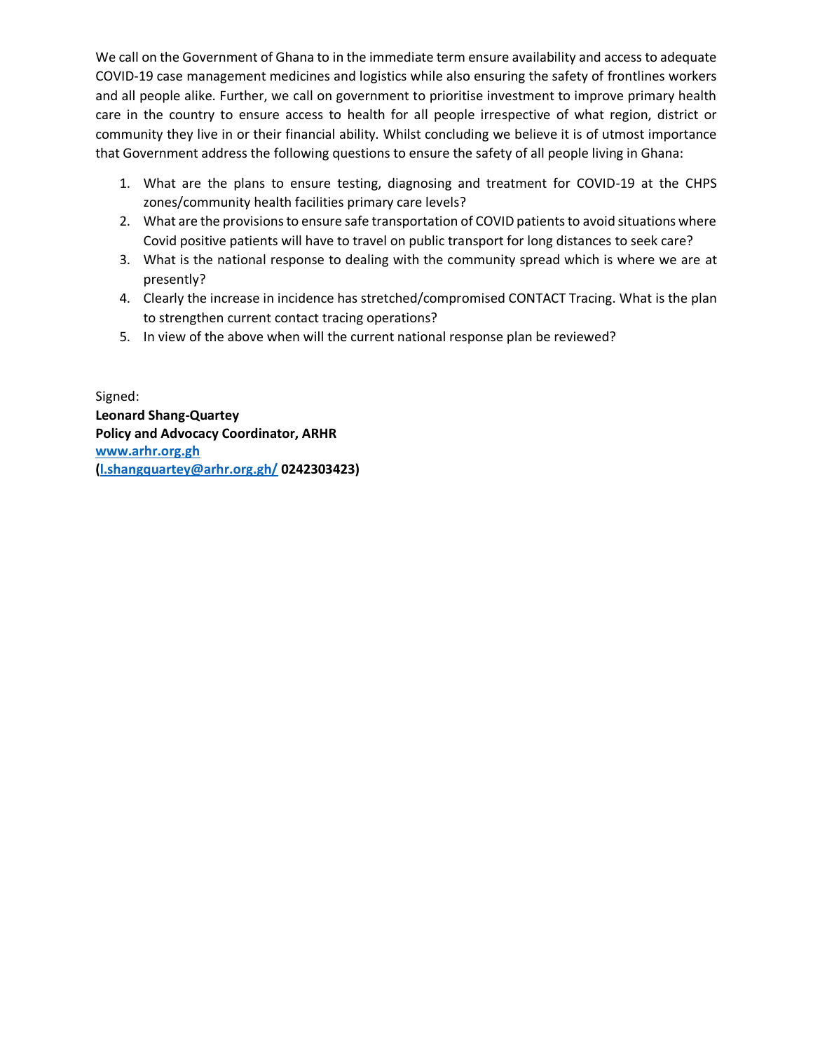We call on the Government of Ghana to in the immediate term ensure availability and access to adequate COVID-19 case management medicines and logistics while also ensuring the safety of frontlines workers and all people alike. Further, we call on government to prioritise investment to improve primary health care in the country to ensure access to health for all people irrespective of what region, district or community they live in or their financial ability. Whilst concluding we believe it is of utmost importance that Government address the following questions to ensure the safety of all people living in Ghana:

1. What are the plans to ensure testing, diagnosing and treatment for COVID-19 at the CHPS zones/community health facilities primary care levels?
2. What are the provisions to ensure safe transportation of COVID patients to avoid situations where Covid positive patients will have to travel on public transport for long distances to seek care?
3. What is the national response to dealing with the community spread which is where we are at presently?
4. Clearly the increase in incidence has stretched/compromised CONTACT Tracing. What is the plan to strengthen current contact tracing operations?
5. In view of the above when will the current national response plan be reviewed?

Signed:
**Leonard Shang-Quartey**
**Policy and Advocacy Coordinator, ARHR**
**www.arhr.org.gh**
**(l.shangquartey@arhr.org.gh/ 0242303423)**